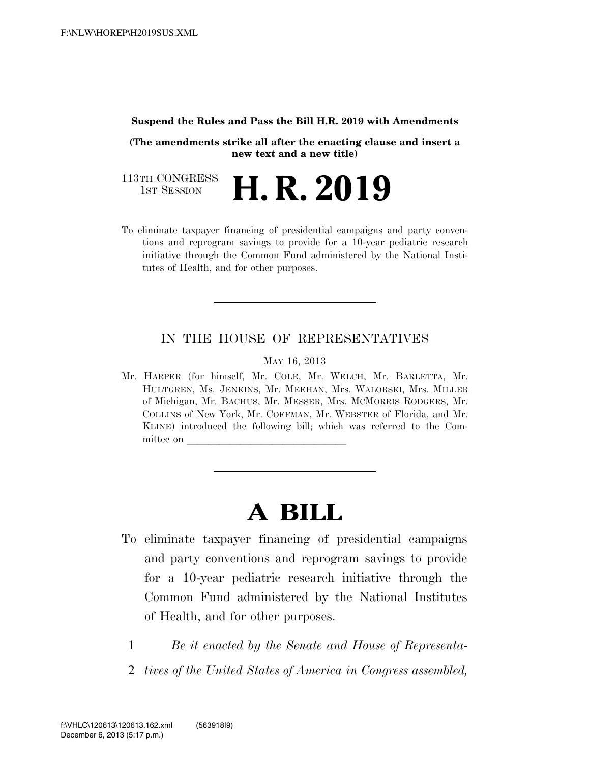**Suspend the Rules and Pass the Bill H.R. 2019 with Amendments**

**(The amendments strike all after the enacting clause and insert a new text and a new title)**

113TH CONGRESS
1ST SESSION

# H. R. 2019

To eliminate taxpayer financing of presidential campaigns and party conventions and reprogram savings to provide for a 10-year pediatric research initiative through the Common Fund administered by the National Institutes of Health, and for other purposes.

---

IN THE HOUSE OF REPRESENTATIVES

MAY 16, 2013

Mr. HARPER (for himself, Mr. COLE, Mr. WELCH, Mr. BARLETTA, Mr. HULTGREN, Ms. JENKINS, Mr. MEEHAN, Mrs. WALORSKI, Mrs. MILLER of Michigan, Mr. BACHUS, Mr. MESSER, Mrs. MCMORRIS RODGERS, Mr. COLLINS of New York, Mr. COFFMAN, Mr. WEBSTER of Florida, and Mr. KLINE) introduced the following bill; which was referred to the Committee on ______________________________

---

# A BILL

To eliminate taxpayer financing of presidential campaigns and party conventions and reprogram savings to provide for a 10-year pediatric research initiative through the Common Fund administered by the National Institutes of Health, and for other purposes.

1 *Be it enacted by the Senate and House of Representa-*
2 *tives of the United States of America in Congress assembled,*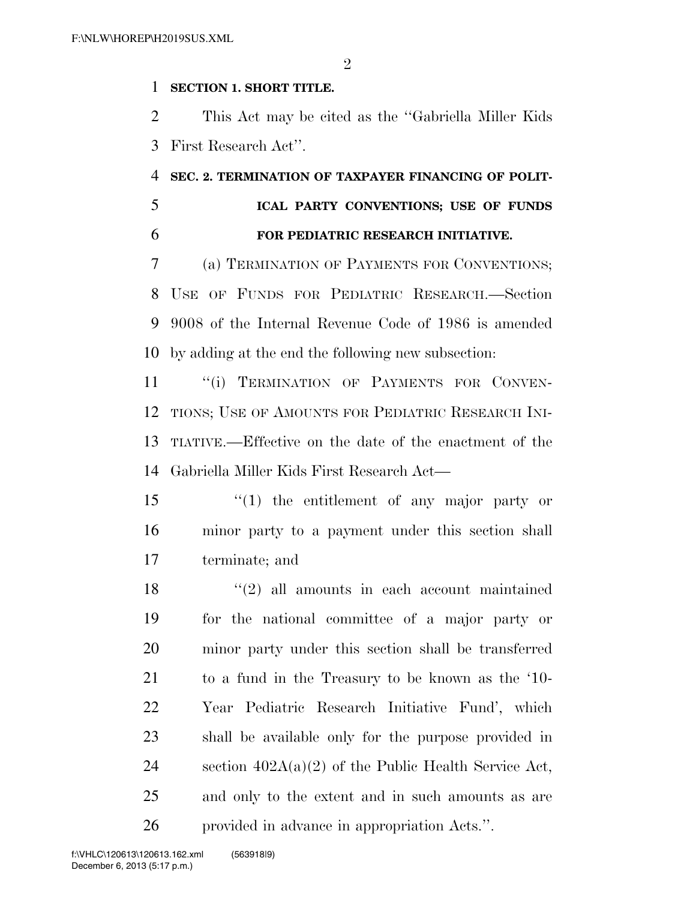**SECTION 1. SHORT TITLE.**

This Act may be cited as the ''Gabriella Miller Kids First Research Act''.

**SEC. 2. TERMINATION OF TAXPAYER FINANCING OF POLITICAL PARTY CONVENTIONS; USE OF FUNDS FOR PEDIATRIC RESEARCH INITIATIVE.**

(a) TERMINATION OF PAYMENTS FOR CONVENTIONS; USE OF FUNDS FOR PEDIATRIC RESEARCH.—Section 9008 of the Internal Revenue Code of 1986 is amended by adding at the end the following new subsection:

''(i) TERMINATION OF PAYMENTS FOR CONVENTIONS; USE OF AMOUNTS FOR PEDIATRIC RESEARCH INITIATIVE.—Effective on the date of the enactment of the Gabriella Miller Kids First Research Act—

''(1) the entitlement of any major party or minor party to a payment under this section shall terminate; and

''(2) all amounts in each account maintained for the national committee of a major party or minor party under this section shall be transferred to a fund in the Treasury to be known as the '10-Year Pediatric Research Initiative Fund', which shall be available only for the purpose provided in section 402A(a)(2) of the Public Health Service Act, and only to the extent and in such amounts as are provided in advance in appropriation Acts.''.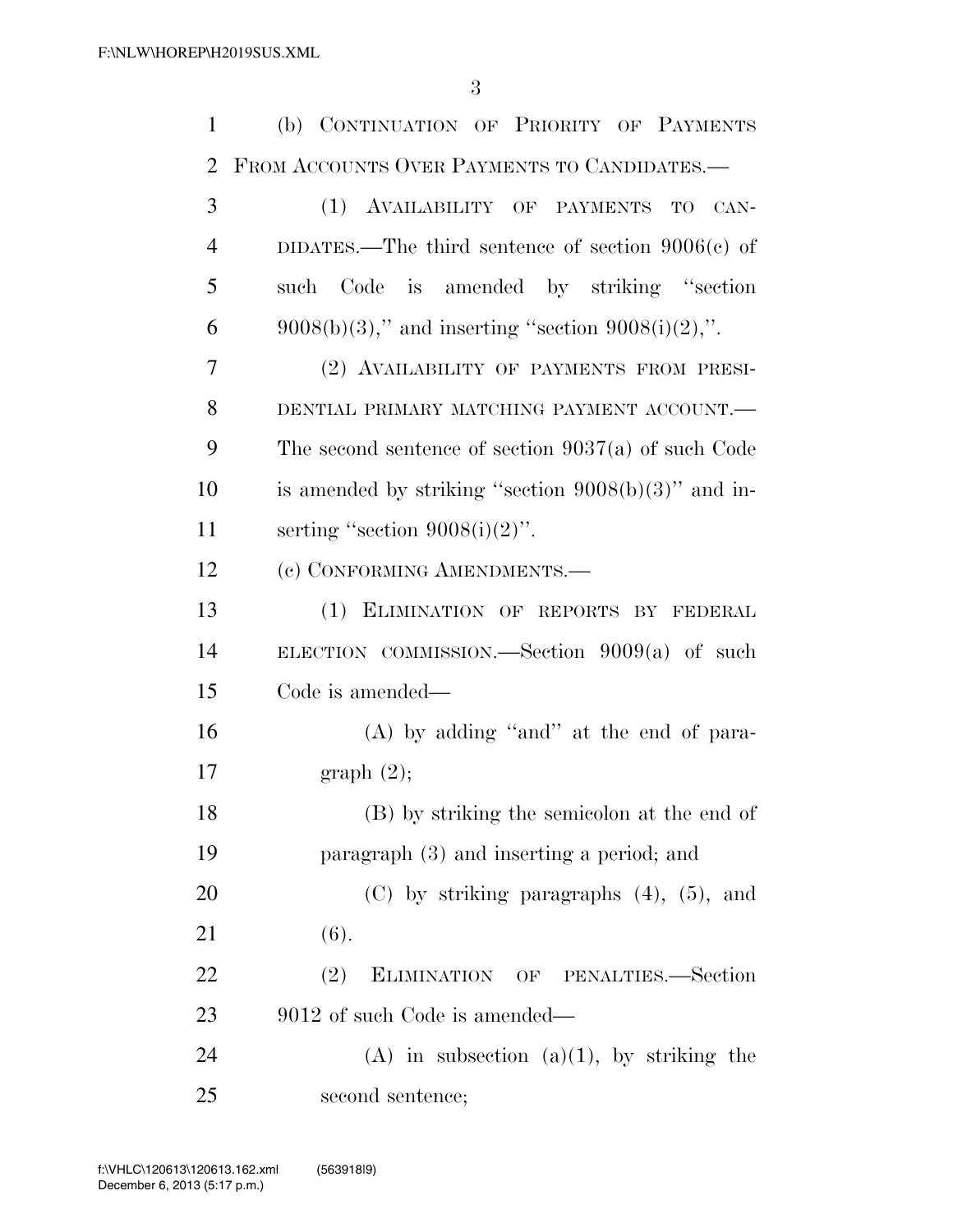(b) CONTINUATION OF PRIORITY OF PAYMENTS FROM ACCOUNTS OVER PAYMENTS TO CANDIDATES.—

(1) AVAILABILITY OF PAYMENTS TO CANDIDATES.—The third sentence of section 9006(c) of such Code is amended by striking "section 9008(b)(3)," and inserting "section 9008(i)(2),".

(2) AVAILABILITY OF PAYMENTS FROM PRESIDENTIAL PRIMARY MATCHING PAYMENT ACCOUNT.—The second sentence of section 9037(a) of such Code is amended by striking "section 9008(b)(3)" and inserting "section 9008(i)(2)".

(c) CONFORMING AMENDMENTS.—

(1) ELIMINATION OF REPORTS BY FEDERAL ELECTION COMMISSION.—Section 9009(a) of such Code is amended—

(A) by adding "and" at the end of paragraph (2);

(B) by striking the semicolon at the end of paragraph (3) and inserting a period; and

(C) by striking paragraphs (4), (5), and (6).

(2) ELIMINATION OF PENALTIES.—Section 9012 of such Code is amended—

(A) in subsection (a)(1), by striking the second sentence;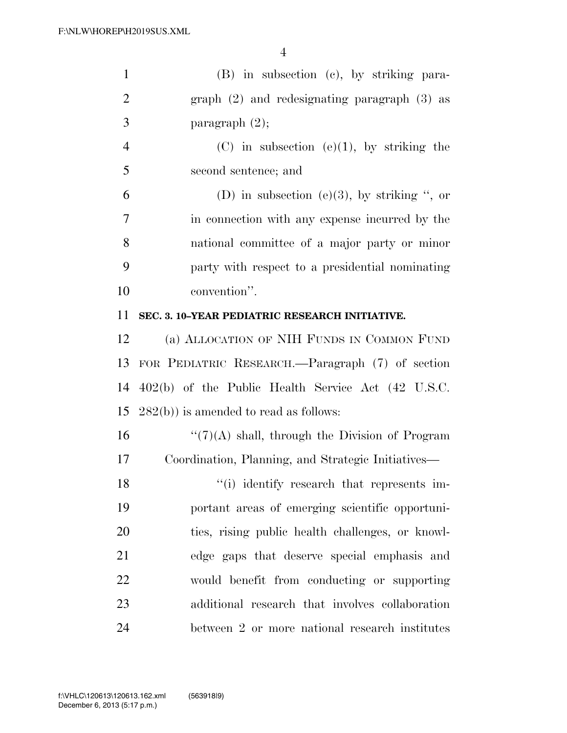(B) in subsection (c), by striking paragraph (2) and redesignating paragraph (3) as paragraph (2);

(C) in subsection (e)(1), by striking the second sentence; and

(D) in subsection (e)(3), by striking ", or in connection with any expense incurred by the national committee of a major party or minor party with respect to a presidential nominating convention".

**SEC. 3. 10–YEAR PEDIATRIC RESEARCH INITIATIVE.**

(a) ALLOCATION OF NIH FUNDS IN COMMON FUND FOR PEDIATRIC RESEARCH.—Paragraph (7) of section 402(b) of the Public Health Service Act (42 U.S.C. 282(b)) is amended to read as follows:

"(7)(A) shall, through the Division of Program Coordination, Planning, and Strategic Initiatives—

"(i) identify research that represents important areas of emerging scientific opportunities, rising public health challenges, or knowledge gaps that deserve special emphasis and would benefit from conducting or supporting additional research that involves collaboration between 2 or more national research institutes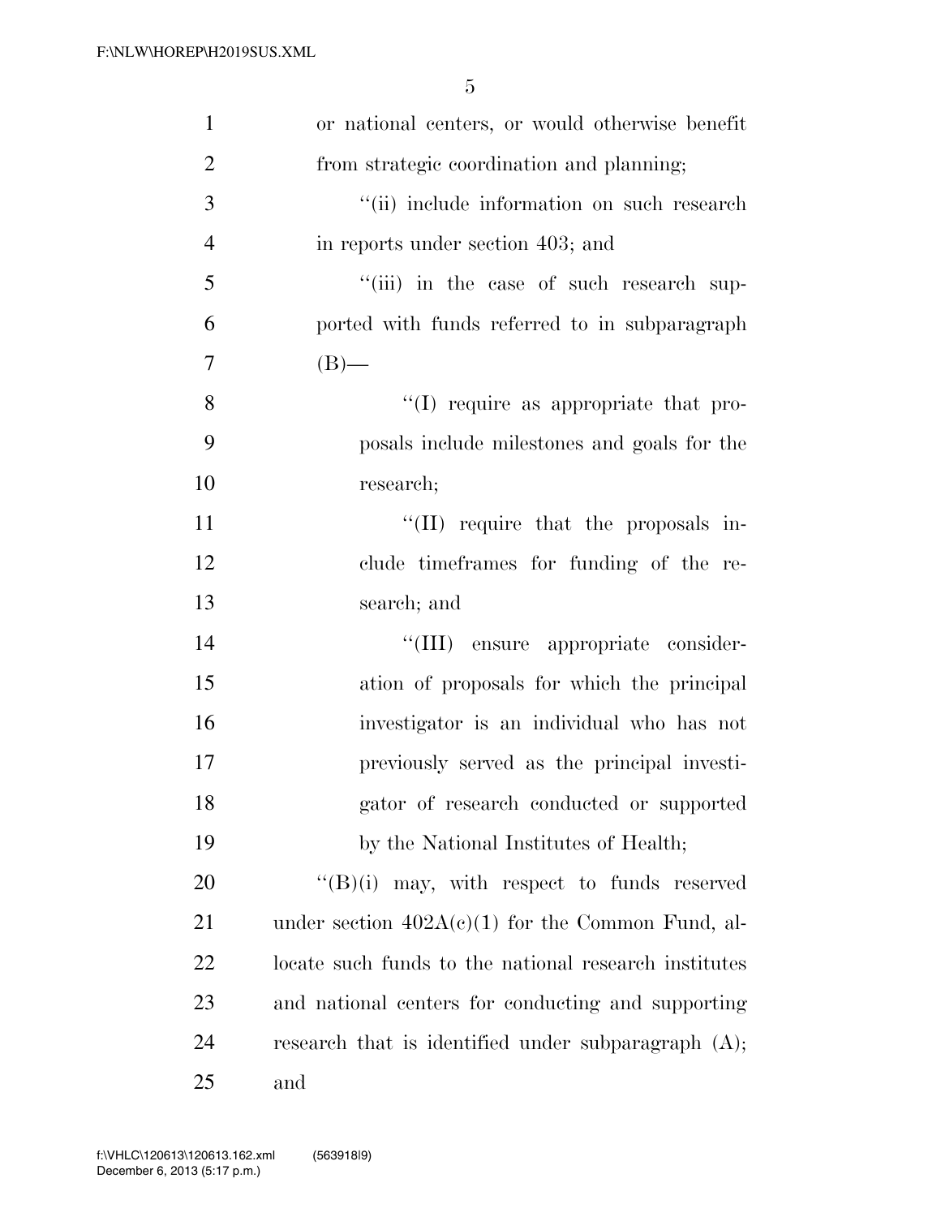or national centers, or would otherwise benefit from strategic coordination and planning;

"(ii) include information on such research in reports under section 403; and

"(iii) in the case of such research supported with funds referred to in subparagraph (B)—

"(I) require as appropriate that proposals include milestones and goals for the research;

"(II) require that the proposals include timeframes for funding of the research; and

"(III) ensure appropriate consideration of proposals for which the principal investigator is an individual who has not previously served as the principal investigator of research conducted or supported by the National Institutes of Health;

"(B)(i) may, with respect to funds reserved under section 402A(c)(1) for the Common Fund, allocate such funds to the national research institutes and national centers for conducting and supporting research that is identified under subparagraph (A); and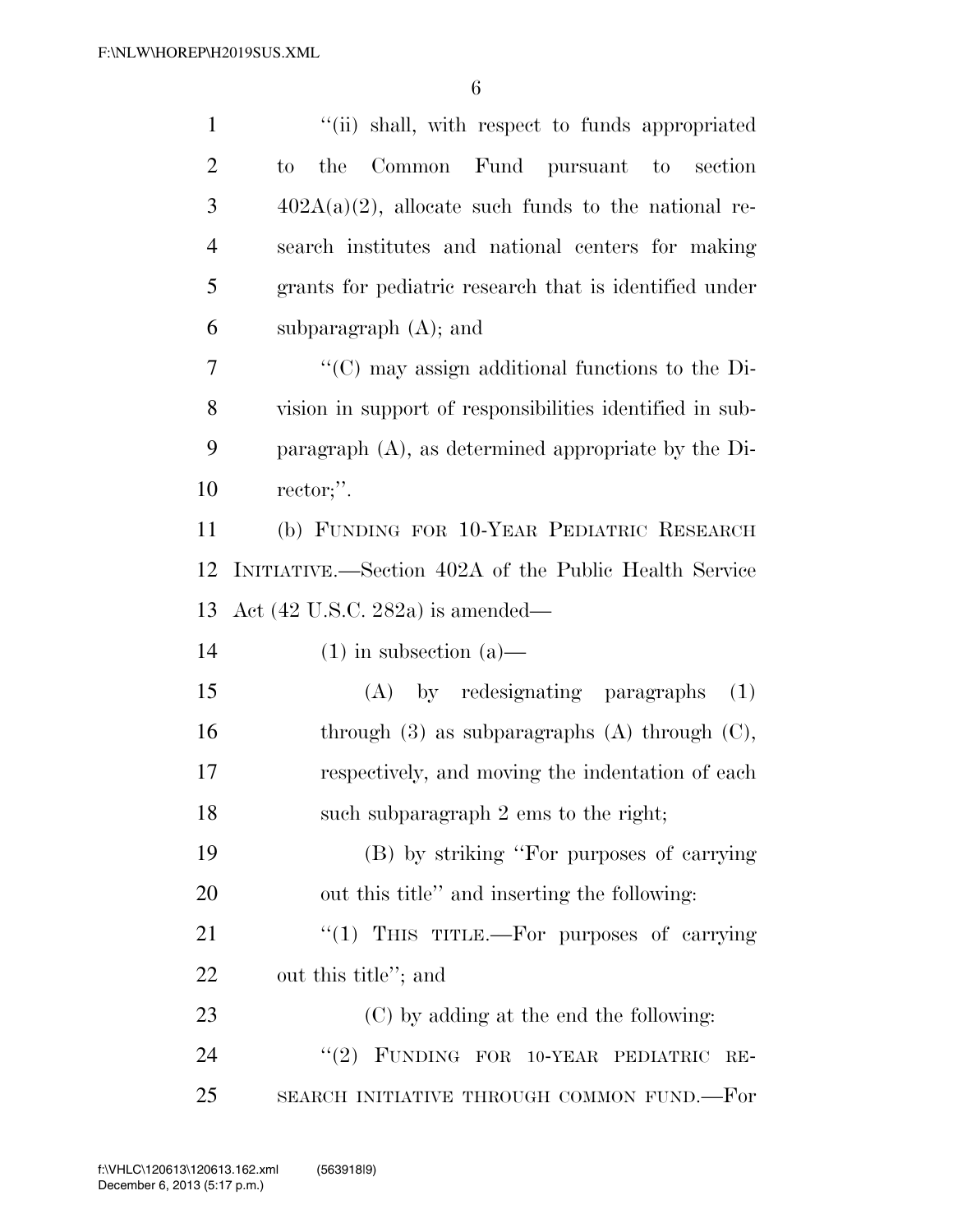''(ii) shall, with respect to funds appropriated to the Common Fund pursuant to section 402A(a)(2), allocate such funds to the national research institutes and national centers for making grants for pediatric research that is identified under subparagraph (A); and

''(C) may assign additional functions to the Division in support of responsibilities identified in subparagraph (A), as determined appropriate by the Director;''.

(b) FUNDING FOR 10-YEAR PEDIATRIC RESEARCH INITIATIVE.—Section 402A of the Public Health Service Act (42 U.S.C. 282a) is amended—

(1) in subsection (a)—

(A) by redesignating paragraphs (1) through (3) as subparagraphs (A) through (C), respectively, and moving the indentation of each such subparagraph 2 ems to the right;

(B) by striking ''For purposes of carrying out this title'' and inserting the following:

''(1) THIS TITLE.—For purposes of carrying out this title''; and

(C) by adding at the end the following:

''(2) FUNDING FOR 10-YEAR PEDIATRIC RESEARCH INITIATIVE THROUGH COMMON FUND.—For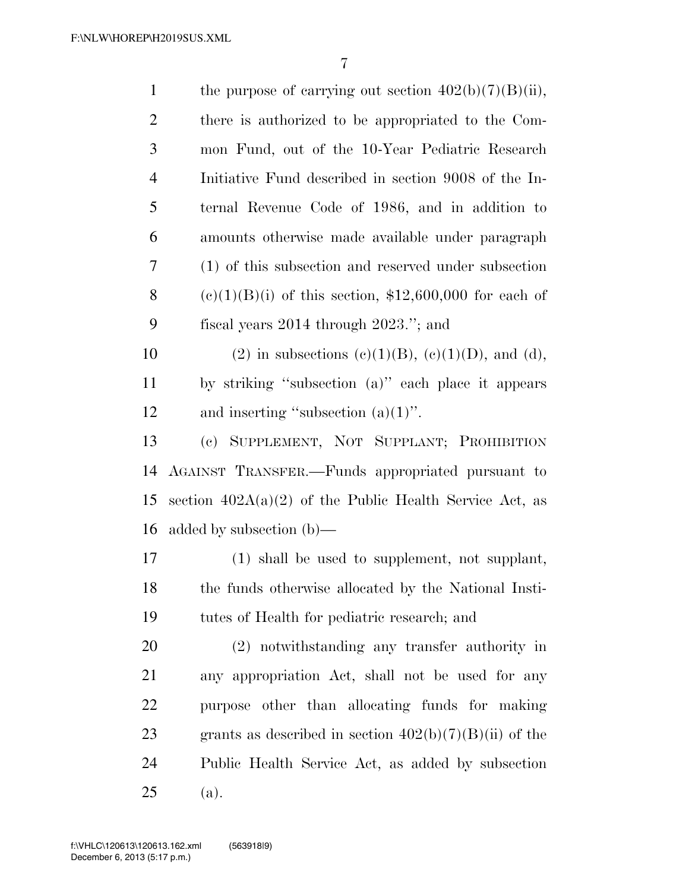the purpose of carrying out section 402(b)(7)(B)(ii), there is authorized to be appropriated to the Common Fund, out of the 10-Year Pediatric Research Initiative Fund described in section 9008 of the Internal Revenue Code of 1986, and in addition to amounts otherwise made available under paragraph (1) of this subsection and reserved under subsection (c)(1)(B)(i) of this section, $12,600,000 for each of fiscal years 2014 through 2023.''; and

(2) in subsections (c)(1)(B), (c)(1)(D), and (d), by striking ''subsection (a)'' each place it appears and inserting ''subsection (a)(1)''.

(c) SUPPLEMENT, NOT SUPPLANT; PROHIBITION AGAINST TRANSFER.—Funds appropriated pursuant to section 402A(a)(2) of the Public Health Service Act, as added by subsection (b)—

(1) shall be used to supplement, not supplant, the funds otherwise allocated by the National Institutes of Health for pediatric research; and

(2) notwithstanding any transfer authority in any appropriation Act, shall not be used for any purpose other than allocating funds for making grants as described in section 402(b)(7)(B)(ii) of the Public Health Service Act, as added by subsection (a).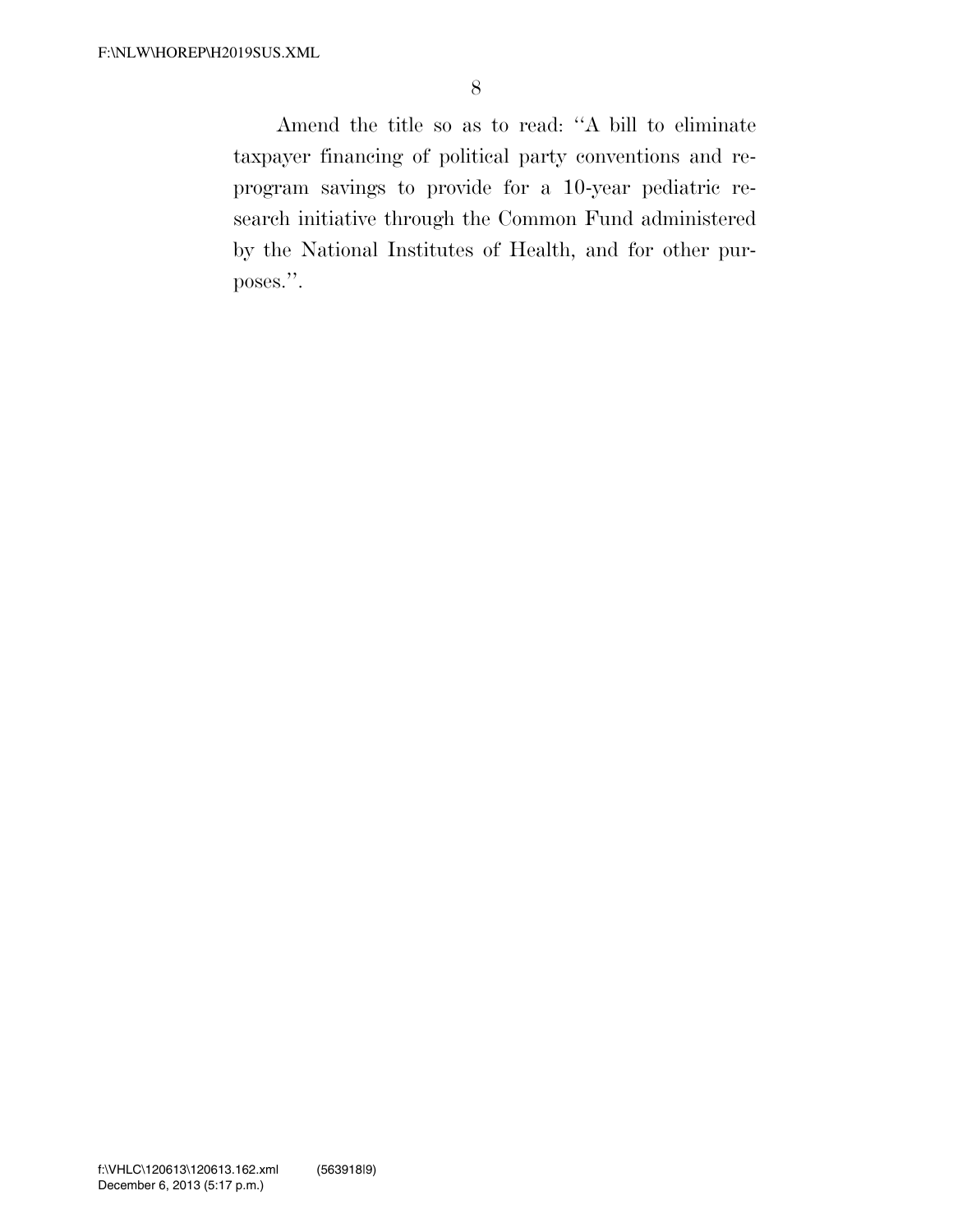Amend the title so as to read: ''A bill to eliminate taxpayer financing of political party conventions and reprogram savings to provide for a 10-year pediatric research initiative through the Common Fund administered by the National Institutes of Health, and for other purposes.''.